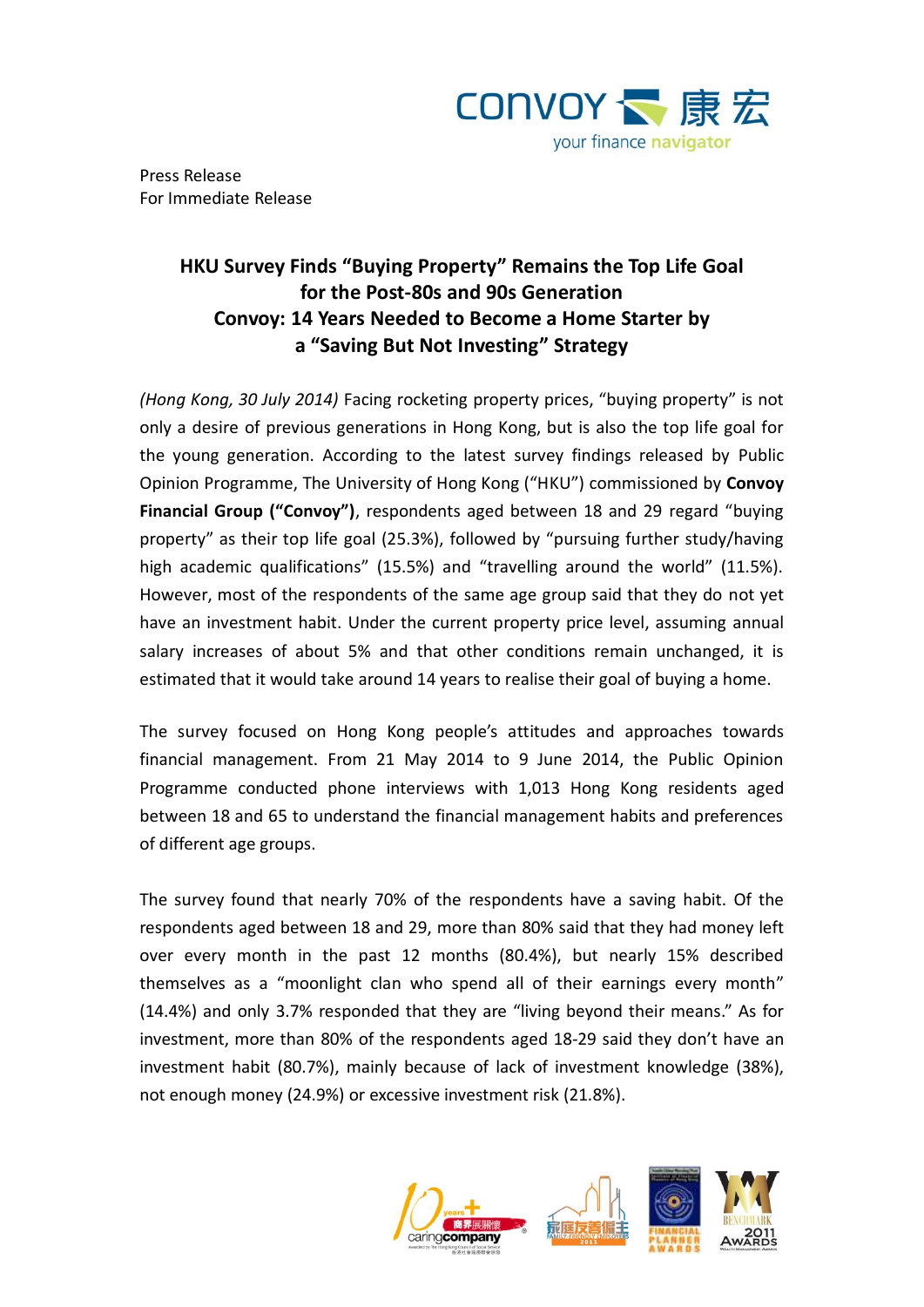Press Release
For Immediate Release

# HKU Survey Finds "Buying Property" Remains the Top Life Goal for the Post-80s and 90s Generation
# Convoy: 14 Years Needed to Become a Home Starter by a "Saving But Not Investing" Strategy

*(Hong Kong, 30 July 2014)* Facing rocketing property prices, "buying property" is not only a desire of previous generations in Hong Kong, but is also the top life goal for the young generation. According to the latest survey findings released by Public Opinion Programme, The University of Hong Kong ("HKU") commissioned by **Convoy Financial Group ("Convoy")**, respondents aged between 18 and 29 regard "buying property" as their top life goal (25.3%), followed by "pursuing further study/having high academic qualifications" (15.5%) and "travelling around the world" (11.5%). However, most of the respondents of the same age group said that they do not yet have an investment habit. Under the current property price level, assuming annual salary increases of about 5% and that other conditions remain unchanged, it is estimated that it would take around 14 years to realise their goal of buying a home.

The survey focused on Hong Kong people's attitudes and approaches towards financial management. From 21 May 2014 to 9 June 2014, the Public Opinion Programme conducted phone interviews with 1,013 Hong Kong residents aged between 18 and 65 to understand the financial management habits and preferences of different age groups.

The survey found that nearly 70% of the respondents have a saving habit. Of the respondents aged between 18 and 29, more than 80% said that they had money left over every month in the past 12 months (80.4%), but nearly 15% described themselves as a "moonlight clan who spend all of their earnings every month" (14.4%) and only 3.7% responded that they are "living beyond their means." As for investment, more than 80% of the respondents aged 18-29 said they don't have an investment habit (80.7%), mainly because of lack of investment knowledge (38%), not enough money (24.9%) or excessive investment risk (21.8%).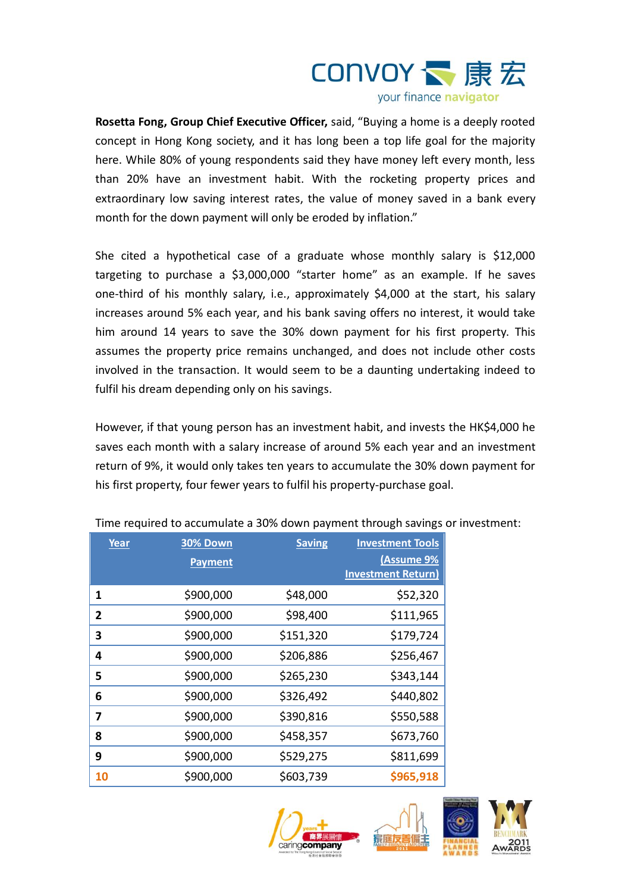**Rosetta Fong, Group Chief Executive Officer,** said, "Buying a home is a deeply rooted concept in Hong Kong society, and it has long been a top life goal for the majority here. While 80% of young respondents said they have money left every month, less than 20% have an investment habit. With the rocketing property prices and extraordinary low saving interest rates, the value of money saved in a bank every month for the down payment will only be eroded by inflation."

She cited a hypothetical case of a graduate whose monthly salary is $12,000 targeting to purchase a $3,000,000 "starter home" as an example. If he saves one-third of his monthly salary, i.e., approximately $4,000 at the start, his salary increases around 5% each year, and his bank saving offers no interest, it would take him around 14 years to save the 30% down payment for his first property. This assumes the property price remains unchanged, and does not include other costs involved in the transaction. It would seem to be a daunting undertaking indeed to fulfil his dream depending only on his savings.

However, if that young person has an investment habit, and invests the HK$4,000 he saves each month with a salary increase of around 5% each year and an investment return of 9%, it would only takes ten years to accumulate the 30% down payment for his first property, four fewer years to fulfil his property-purchase goal.

Time required to accumulate a 30% down payment through savings or investment:

| Year | 30% Down Payment | Saving | Investment Tools (Assume 9% Investment Return) |
|---|---|---|---|
| 1 | $900,000 | $48,000 | $52,320 |
| 2 | $900,000 | $98,400 | $111,965 |
| 3 | $900,000 | $151,320 | $179,724 |
| 4 | $900,000 | $206,886 | $256,467 |
| 5 | $900,000 | $265,230 | $343,144 |
| 6 | $900,000 | $326,492 | $440,802 |
| 7 | $900,000 | $390,816 | $550,588 |
| 8 | $900,000 | $458,357 | $673,760 |
| 9 | $900,000 | $529,275 | $811,699 |
| 10 | $900,000 | $603,739 | $965,918 |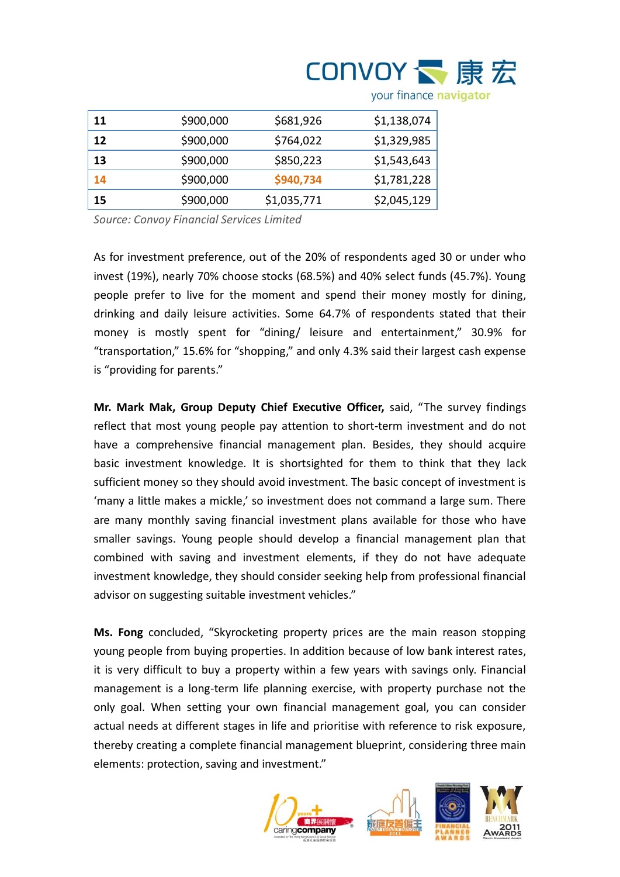| 11 | $900,000 | $681,926 | $1,138,074 |
|---|---|---|---|
| 12 | $900,000 | $764,022 | $1,329,985 |
| 13 | $900,000 | $850,223 | $1,543,643 |
| 14 | $900,000 | $940,734 | $1,781,228 |
| 15 | $900,000 | $1,035,771 | $2,045,129 |

*Source: Convoy Financial Services Limited*

As for investment preference, out of the 20% of respondents aged 30 or under who invest (19%), nearly 70% choose stocks (68.5%) and 40% select funds (45.7%). Young people prefer to live for the moment and spend their money mostly for dining, drinking and daily leisure activities. Some 64.7% of respondents stated that their money is mostly spent for "dining/ leisure and entertainment," 30.9% for "transportation," 15.6% for "shopping," and only 4.3% said their largest cash expense is "providing for parents."

**Mr. Mark Mak, Group Deputy Chief Executive Officer,** said, "The survey findings reflect that most young people pay attention to short-term investment and do not have a comprehensive financial management plan. Besides, they should acquire basic investment knowledge. It is shortsighted for them to think that they lack sufficient money so they should avoid investment. The basic concept of investment is 'many a little makes a mickle,' so investment does not command a large sum. There are many monthly saving financial investment plans available for those who have smaller savings. Young people should develop a financial management plan that combined with saving and investment elements, if they do not have adequate investment knowledge, they should consider seeking help from professional financial advisor on suggesting suitable investment vehicles."

**Ms. Fong** concluded, "Skyrocketing property prices are the main reason stopping young people from buying properties. In addition because of low bank interest rates, it is very difficult to buy a property within a few years with savings only. Financial management is a long-term life planning exercise, with property purchase not the only goal. When setting your own financial management goal, you can consider actual needs at different stages in life and prioritise with reference to risk exposure, thereby creating a complete financial management blueprint, considering three main elements: protection, saving and investment."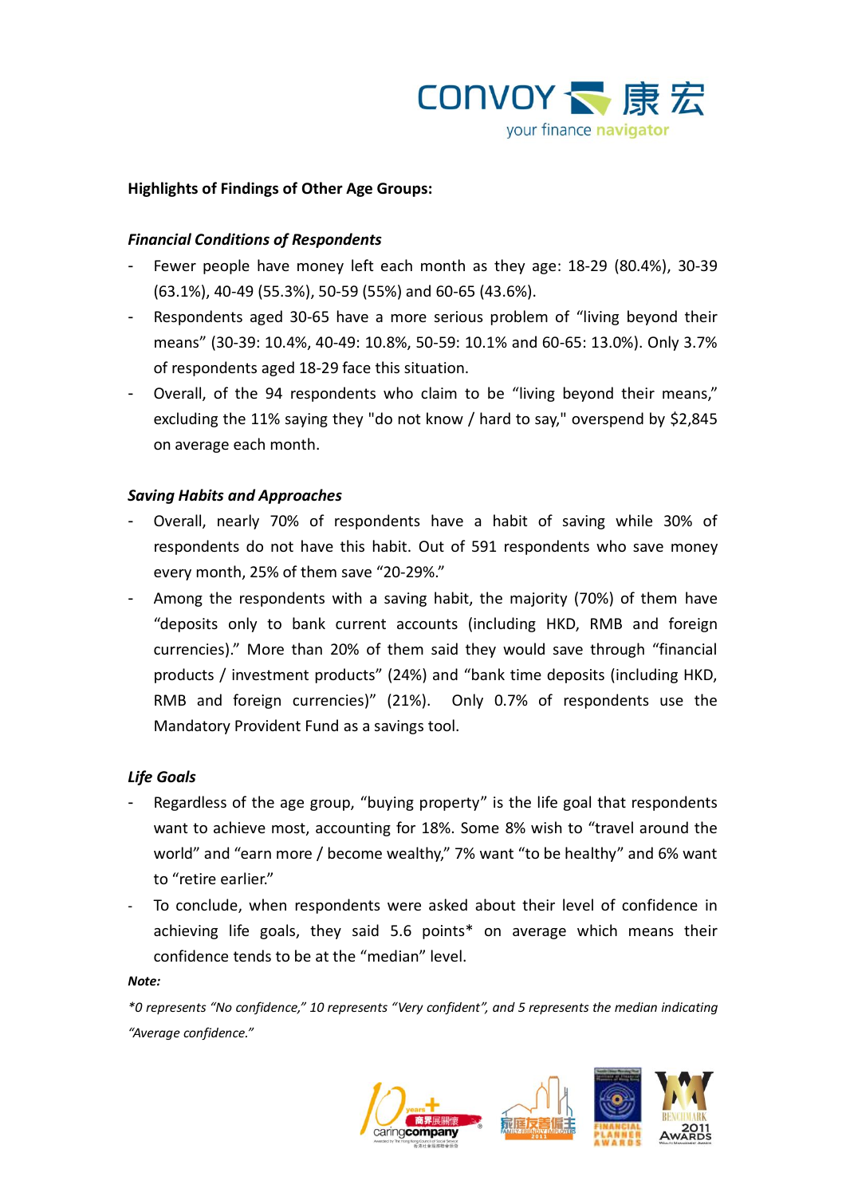**Highlights of Findings of Other Age Groups:**

***Financial Conditions of Respondents***

- Fewer people have money left each month as they age: 18-29 (80.4%), 30-39 (63.1%), 40-49 (55.3%), 50-59 (55%) and 60-65 (43.6%).
- Respondents aged 30-65 have a more serious problem of "living beyond their means" (30-39: 10.4%, 40-49: 10.8%, 50-59: 10.1% and 60-65: 13.0%). Only 3.7% of respondents aged 18-29 face this situation.
- Overall, of the 94 respondents who claim to be "living beyond their means," excluding the 11% saying they "do not know / hard to say," overspend by $2,845 on average each month.

***Saving Habits and Approaches***

- Overall, nearly 70% of respondents have a habit of saving while 30% of respondents do not have this habit. Out of 591 respondents who save money every month, 25% of them save "20-29%."
- Among the respondents with a saving habit, the majority (70%) of them have "deposits only to bank current accounts (including HKD, RMB and foreign currencies)." More than 20% of them said they would save through "financial products / investment products" (24%) and "bank time deposits (including HKD, RMB and foreign currencies)" (21%). Only 0.7% of respondents use the Mandatory Provident Fund as a savings tool.

***Life Goals***

- Regardless of the age group, "buying property" is the life goal that respondents want to achieve most, accounting for 18%. Some 8% wish to "travel around the world" and "earn more / become wealthy," 7% want "to be healthy" and 6% want to "retire earlier."
- To conclude, when respondents were asked about their level of confidence in achieving life goals, they said 5.6 points* on average which means their confidence tends to be at the "median" level.

***Note:***

*\*0 represents "No confidence," 10 represents "Very confident", and 5 represents the median indicating "Average confidence."*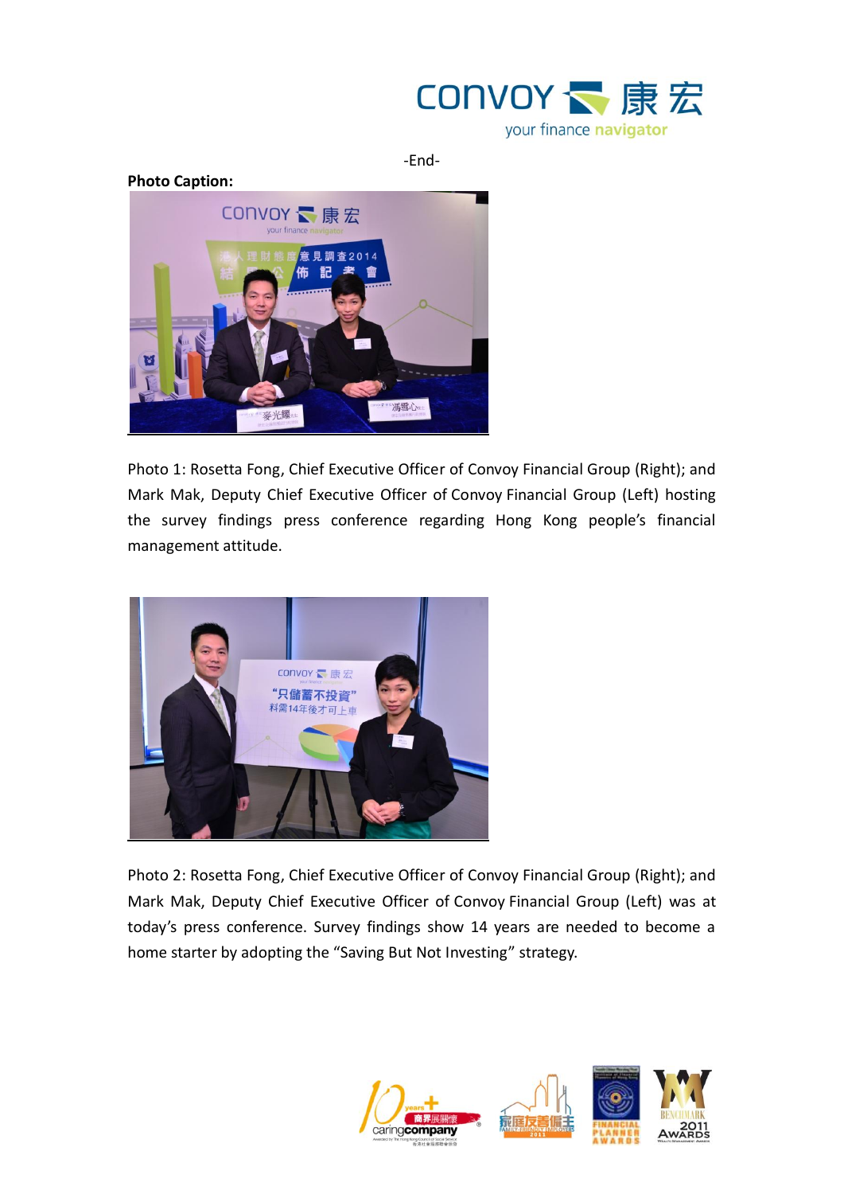-End-

**Photo Caption:**

Photo 1: Rosetta Fong, Chief Executive Officer of Convoy Financial Group (Right); and Mark Mak, Deputy Chief Executive Officer of Convoy Financial Group (Left) hosting the survey findings press conference regarding Hong Kong people's financial management attitude.

Photo 2: Rosetta Fong, Chief Executive Officer of Convoy Financial Group (Right); and Mark Mak, Deputy Chief Executive Officer of Convoy Financial Group (Left) was at today's press conference. Survey findings show 14 years are needed to become a home starter by adopting the "Saving But Not Investing" strategy.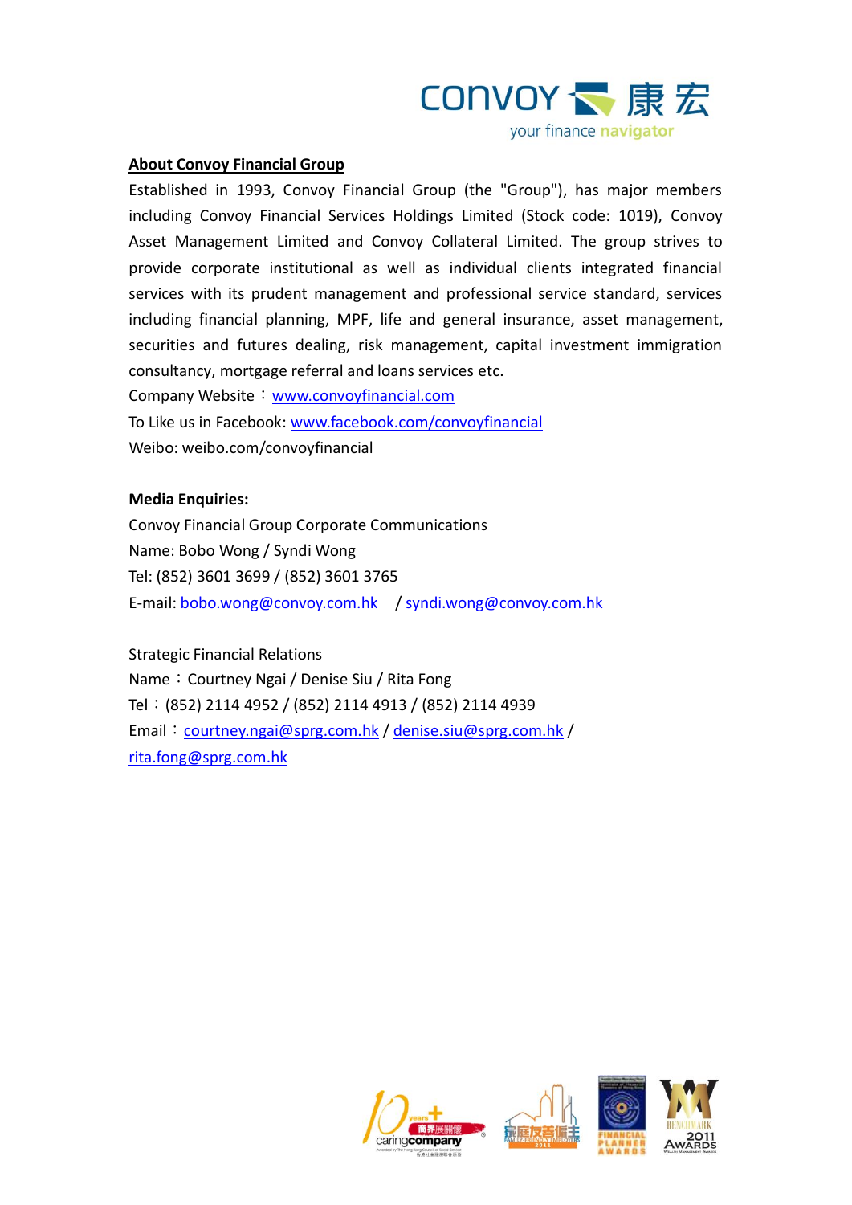## About Convoy Financial Group

Established in 1993, Convoy Financial Group (the "Group"), has major members including Convoy Financial Services Holdings Limited (Stock code: 1019), Convoy Asset Management Limited and Convoy Collateral Limited. The group strives to provide corporate institutional as well as individual clients integrated financial services with its prudent management and professional service standard, services including financial planning, MPF, life and general insurance, asset management, securities and futures dealing, risk management, capital investment immigration consultancy, mortgage referral and loans services etc.

Company Website：www.convoyfinancial.com

To Like us in Facebook: www.facebook.com/convoyfinancial

Weibo: weibo.com/convoyfinancial

**Media Enquiries:**

Convoy Financial Group Corporate Communications

Name: Bobo Wong / Syndi Wong

Tel: (852) 3601 3699 / (852) 3601 3765

E-mail: bobo.wong@convoy.com.hk / syndi.wong@convoy.com.hk

Strategic Financial Relations

Name：Courtney Ngai / Denise Siu / Rita Fong

Tel：(852) 2114 4952 / (852) 2114 4913 / (852) 2114 4939

Email：courtney.ngai@sprg.com.hk / denise.siu@sprg.com.hk / rita.fong@sprg.com.hk